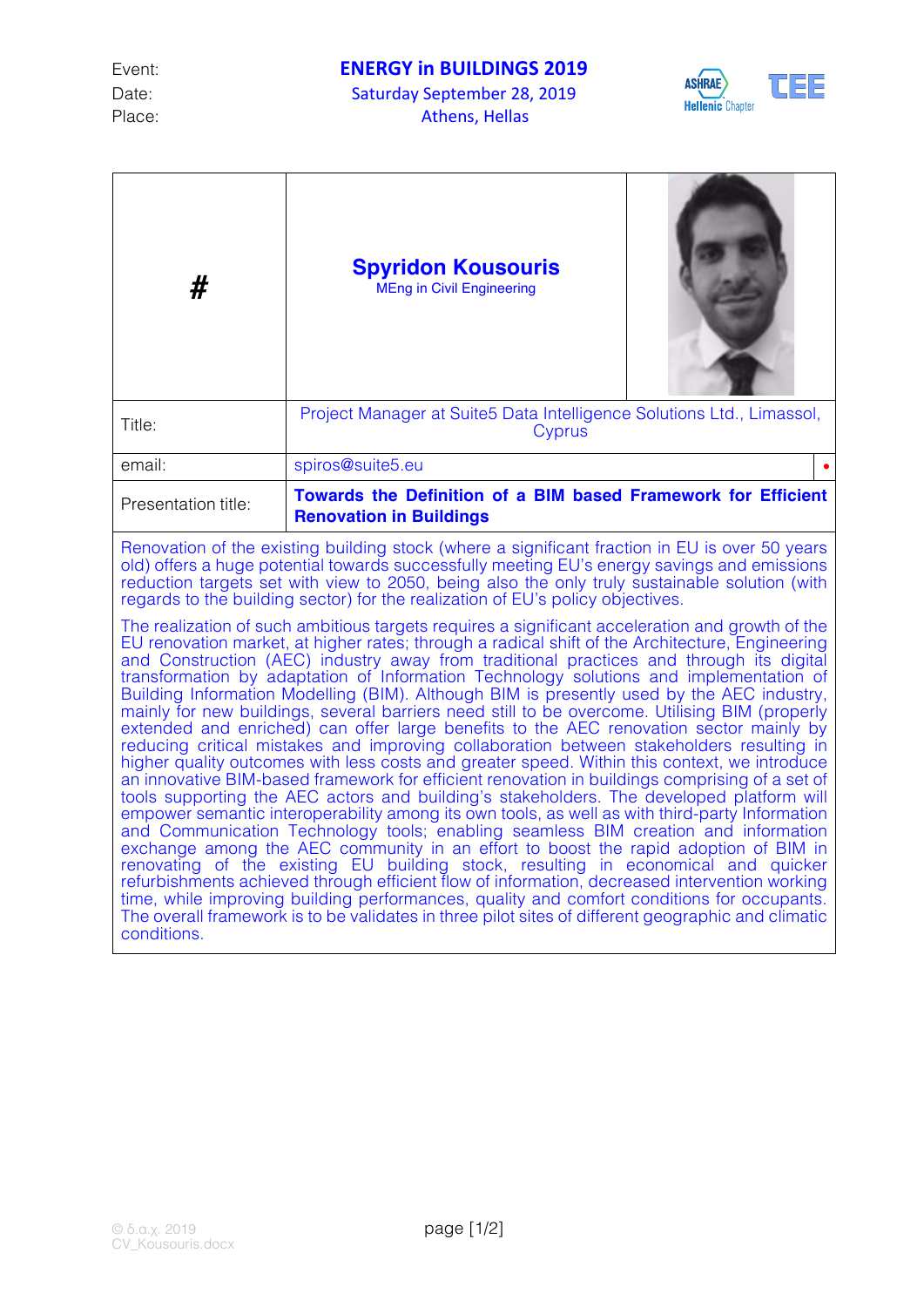Event: **ENERGY in BUILDINGS 2019**
Date: Saturday September 28, 2019
Place: Athens, Hellas

| # | **Spyridon Kousouris**<br>MEng in Civil Engineering |
|---|---|
| Title: | Project Manager at Suite5 Data Intelligence Solutions Ltd., Limassol, Cyprus |
| email: | spiros@suite5.eu |
| Presentation title: | **Towards the Definition of a BIM based Framework for Efficient Renovation in Buildings** |

Renovation of the existing building stock (where a significant fraction in EU is over 50 years old) offers a huge potential towards successfully meeting EU's energy savings and emissions reduction targets set with view to 2050, being also the only truly sustainable solution (with regards to the building sector) for the realization of EU's policy objectives.

The realization of such ambitious targets requires a significant acceleration and growth of the EU renovation market, at higher rates; through a radical shift of the Architecture, Engineering and Construction (AEC) industry away from traditional practices and through its digital transformation by adaptation of Information Technology solutions and implementation of Building Information Modelling (BIM). Although BIM is presently used by the AEC industry, mainly for new buildings, several barriers need still to be overcome. Utilising BIM (properly extended and enriched) can offer large benefits to the AEC renovation sector mainly by reducing critical mistakes and improving collaboration between stakeholders resulting in higher quality outcomes with less costs and greater speed. Within this context, we introduce an innovative BIM-based framework for efficient renovation in buildings comprising of a set of tools supporting the AEC actors and building's stakeholders. The developed platform will empower semantic interoperability among its own tools, as well as with third-party Information and Communication Technology tools; enabling seamless BIM creation and information exchange among the AEC community in an effort to boost the rapid adoption of BIM in renovating of the existing EU building stock, resulting in economical and quicker refurbishments achieved through efficient flow of information, decreased intervention working time, while improving building performances, quality and comfort conditions for occupants. The overall framework is to be validates in three pilot sites of different geographic and climatic conditions.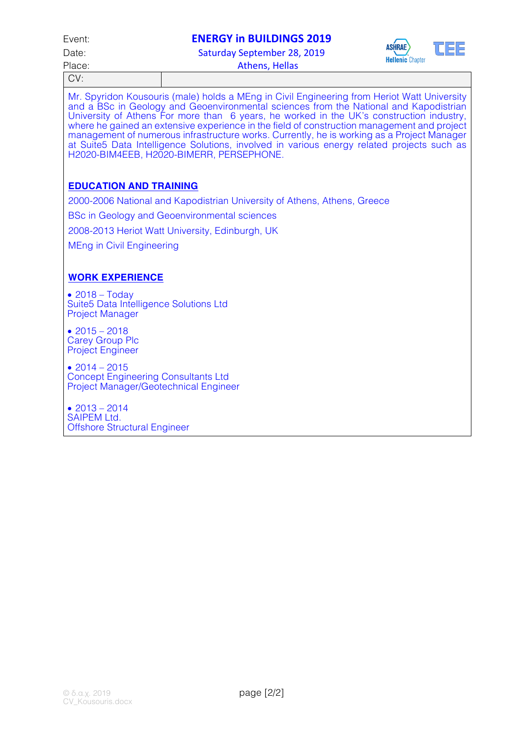| Event: | **ENERGY in BUILDINGS 2019** |
|---|---|
| Date: | Saturday September 28, 2019 |
| Place: | Athens, Hellas |
| CV: | |

Mr. Spyridon Kousouris (male) holds a MEng in Civil Engineering from Heriot Watt University and a BSc in Geology and Geoenvironmental sciences from the National and Kapodistrian University of Athens For more than 6 years, he worked in the UK's construction industry, where he gained an extensive experience in the field of construction management and project management of numerous infrastructure works. Currently, he is working as a Project Manager at Suite5 Data Intelligence Solutions, involved in various energy related projects such as H2020-BIM4EEB, H2020-BIMERR, PERSEPHONE.

## EDUCATION AND TRAINING

2000-2006 National and Kapodistrian University of Athens, Athens, Greece

BSc in Geology and Geoenvironmental sciences

2008-2013 Heriot Watt University, Edinburgh, UK

MEng in Civil Engineering

## WORK EXPERIENCE

- 2018 – Today
  Suite5 Data Intelligence Solutions Ltd
  Project Manager

- 2015 – 2018
  Carey Group Plc
  Project Engineer

- 2014 – 2015
  Concept Engineering Consultants Ltd
  Project Manager/Geotechnical Engineer

- 2013 – 2014
  SAIPEM Ltd.
  Offshore Structural Engineer